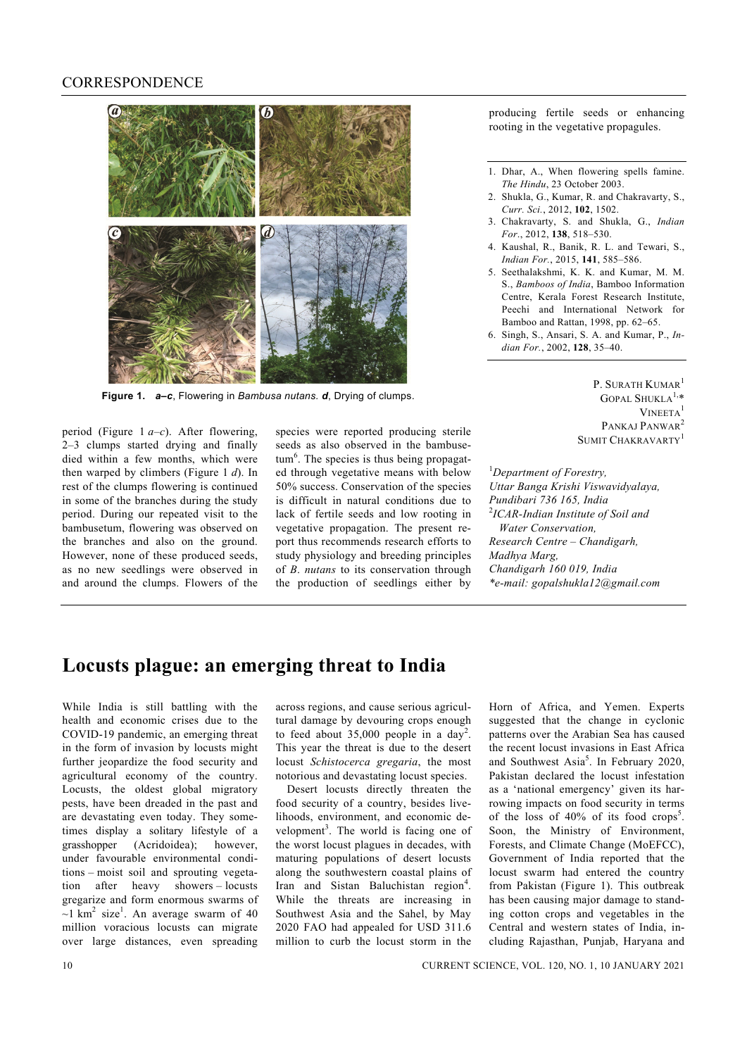Figure 1. *a–c*, Flowering in *Bambusa nutans*. *d*, Drying of clumps.

period (Figure 1 *a–c*). After flowering, 2–3 clumps started drying and finally died within a few months, which were then warped by climbers (Figure 1 *d*). In rest of the clumps flowering is continued in some of the branches during the study period. During our repeated visit to the bambusetum, flowering was observed on the branches and also on the ground. However, none of these produced seeds, as no new seedlings were observed in and around the clumps. Flowers of the species were reported producing sterile seeds as also observed in the bambusetum[6]. The species is thus being propagated through vegetative means with below 50% success. Conservation of the species is difficult in natural conditions due to lack of fertile seeds and low rooting in vegetative propagation. The present report thus recommends research efforts to study physiology and breeding principles of *B. nutans* to its conservation through the production of seedlings either by producing fertile seeds or enhancing rooting in the vegetative propagules.

1. Dhar, A., When flowering spells famine. *The Hindu*, 23 October 2003.
2. Shukla, G., Kumar, R. and Chakravarty, S., *Curr. Sci.*, 2012, **102**, 1502.
3. Chakravarty, S. and Shukla, G., *Indian For.*, 2012, **138**, 518–530.
4. Kaushal, R., Banik, R. L. and Tewari, S., *Indian For.*, 2015, **141**, 585–586.
5. Seethalakshmi, K. K. and Kumar, M. M. S., *Bamboos of India*, Bamboo Information Centre, Kerala Forest Research Institute, Peechi and International Network for Bamboo and Rattan, 1998, pp. 62–65.
6. Singh, S., Ansari, S. A. and Kumar, P., *Indian For.*, 2002, **128**, 35–40.

P. Surath Kumar[1]
Gopal Shukla[1,*]
Vineeta[1]
Pankaj Panwar[2]
Sumit Chakravarty[1]

[1]*Department of Forestry, Uttar Banga Krishi Viswavidyalaya, Pundibari 736 165, India*
[2]*ICAR-Indian Institute of Soil and Water Conservation, Research Centre – Chandigarh, Madhya Marg, Chandigarh 160 019, India*
*\*e-mail: gopalshukla12@gmail.com*

# Locusts plague: an emerging threat to India

While India is still battling with the health and economic crises due to the COVID-19 pandemic, an emerging threat in the form of invasion by locusts might further jeopardize the food security and agricultural economy of the country. Locusts, the oldest global migratory pests, have been dreaded in the past and are devastating even today. They sometimes display a solitary lifestyle of a grasshopper (Acridoidea); however, under favourable environmental conditions – moist soil and sprouting vegetation after heavy showers – locusts gregarize and form enormous swarms of ~1 km$^2$ size[1]. An average swarm of 40 million voracious locusts can migrate over large distances, even spreading across regions, and cause serious agricultural damage by devouring crops enough to feed about 35,000 people in a day[2]. This year the threat is due to the desert locust *Schistocerca gregaria*, the most notorious and devastating locust species.

Desert locusts directly threaten the food security of a country, besides livelihoods, environment, and economic development[3]. The world is facing one of the worst locust plagues in decades, with maturing populations of desert locusts along the southwestern coastal plains of Iran and Sistan Baluchistan region[4]. While the threats are increasing in Southwest Asia and the Sahel, by May 2020 FAO had appealed for USD 311.6 million to curb the locust storm in the Horn of Africa, and Yemen. Experts suggested that the change in cyclonic patterns over the Arabian Sea has caused the recent locust invasions in East Africa and Southwest Asia[5]. In February 2020, Pakistan declared the locust infestation as a 'national emergency' given its harrowing impacts on food security in terms of the loss of 40% of its food crops[5]. Soon, the Ministry of Environment, Forests, and Climate Change (MoEFCC), Government of India reported that the locust swarm had entered the country from Pakistan (Figure 1). This outbreak has been causing major damage to standing cotton crops and vegetables in the Central and western states of India, including Rajasthan, Punjab, Haryana and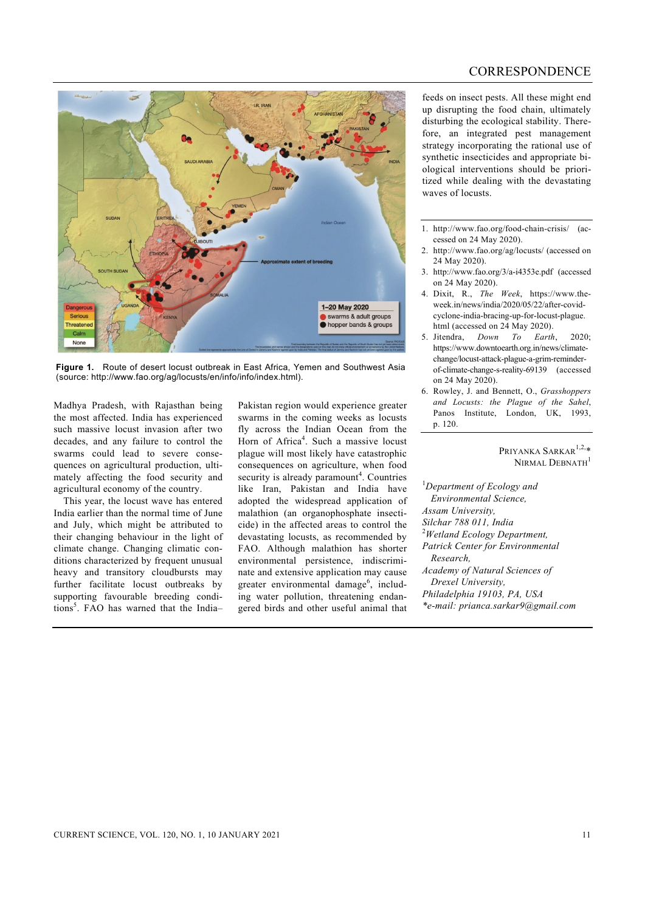CORRESPONDENCE

Dangerous

Serious

Threatened

Calm

None

I.R. IRAN

AFGHANISTAN

PAKISTAN

INDIA

SAUDI ARABIA

OMAN

YEMEN

SUDAN

ERITREA

DJIBOUTI

ETHIOPIA

SOUTH SUDAN

SOMALIA

UGANDA

KENYA

Indian Ocean

Approximate extent of breeding

1–20 May 2020

swarms & adult groups

hopper bands & groups

**Figure 1.** Route of desert locust outbreak in East Africa, Yemen and Southwest Asia (source: http://www.fao.org/ag/locusts/en/info/info/index.html).

Madhya Pradesh, with Rajasthan being the most affected. India has experienced such massive locust invasion after two decades, and any failure to control the swarms could lead to severe consequences on agricultural production, ultimately affecting the food security and agricultural economy of the country.

This year, the locust wave has entered India earlier than the normal time of June and July, which might be attributed to their changing behaviour in the light of climate change. Changing climatic conditions characterized by frequent unusual heavy and transitory cloudbursts may further facilitate locust outbreaks by supporting favourable breeding conditions[5]. FAO has warned that the India–Pakistan region would experience greater swarms in the coming weeks as locusts fly across the Indian Ocean from the Horn of Africa[4]. Such a massive locust plague will most likely have catastrophic consequences on agriculture, when food security is already paramount[4]. Countries like Iran, Pakistan and India have adopted the widespread application of malathion (an organophosphate insecticide) in the affected areas to control the devastating locusts, as recommended by FAO. Although malathion has shorter environmental persistence, indiscriminate and extensive application may cause greater environmental damage[6], including water pollution, threatening endangered birds and other useful animal that feeds on insect pests. All these might end up disrupting the food chain, ultimately disturbing the ecological stability. Therefore, an integrated pest management strategy incorporating the rational use of synthetic insecticides and appropriate biological interventions should be prioritized while dealing with the devastating waves of locusts.

1. http://www.fao.org/food-chain-crisis/ (accessed on 24 May 2020).
2. http://www.fao.org/ag/locusts/ (accessed on 24 May 2020).
3. http://www.fao.org/3/a-i4353e.pdf (accessed on 24 May 2020).
4. Dixit, R., *The Week*, https://www.theweek.in/news/india/2020/05/22/after-covid-cyclone-india-bracing-up-for-locust-plague.html (accessed on 24 May 2020).
5. Jitendra, *Down To Earth*, 2020; https://www.downtoearth.org.in/news/climate-change/locust-attack-plague-a-grim-reminder-of-climate-change-s-reality-69139 (accessed on 24 May 2020).
6. Rowley, J. and Bennett, O., *Grasshoppers and Locusts: the Plague of the Sahel*, Panos Institute, London, UK, 1993, p. 120.

PRIYANKA SARKAR[1,2,*]
NIRMAL DEBNATH[1]

[1]*Department of Ecology and Environmental Science, Assam University, Silchar 788 011, India*
[2]*Wetland Ecology Department, Patrick Center for Environmental Research, Academy of Natural Sciences of Drexel University, Philadelphia 19103, PA, USA*
*\*e-mail: prianca.sarkar9@gmail.com*